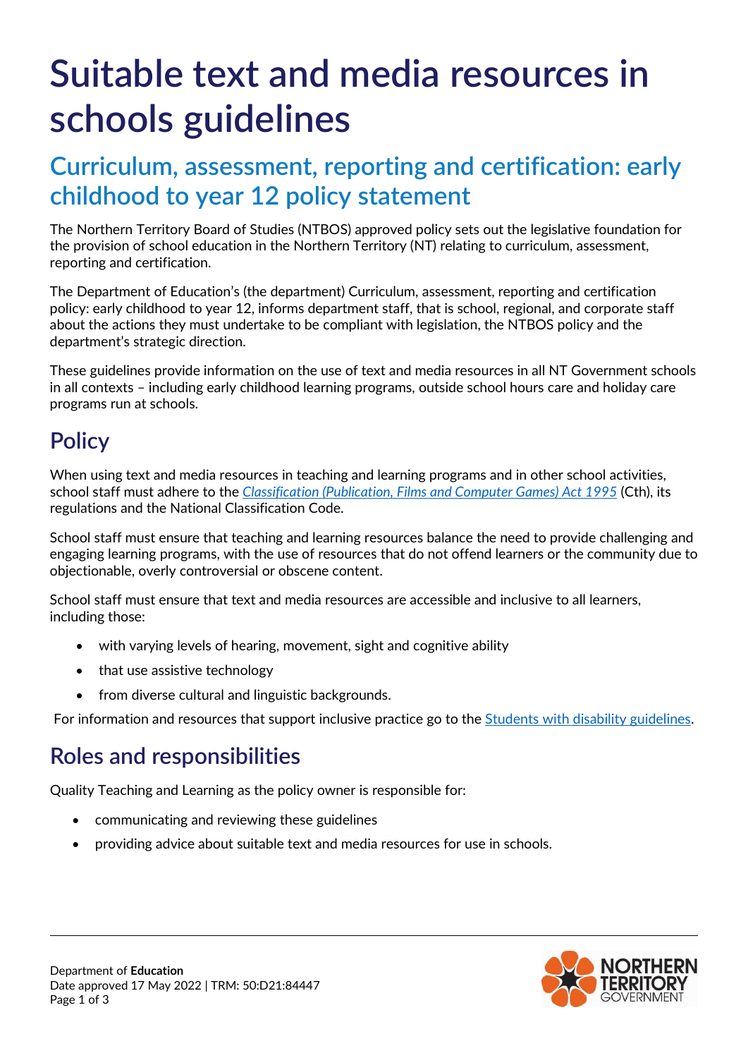# Suitable text and media resources in schools guidelines

## Curriculum, assessment, reporting and certification: early childhood to year 12 policy statement

The Northern Territory Board of Studies (NTBOS) approved policy sets out the legislative foundation for the provision of school education in the Northern Territory (NT) relating to curriculum, assessment, reporting and certification.

The Department of Education's (the department) Curriculum, assessment, reporting and certification policy: early childhood to year 12, informs department staff, that is school, regional, and corporate staff about the actions they must undertake to be compliant with legislation, the NTBOS policy and the department's strategic direction.

These guidelines provide information on the use of text and media resources in all NT Government schools in all contexts – including early childhood learning programs, outside school hours care and holiday care programs run at schools.

## Policy

When using text and media resources in teaching and learning programs and in other school activities, school staff must adhere to the *Classification (Publication, Films and Computer Games) Act 1995* (Cth), its regulations and the National Classification Code.

School staff must ensure that teaching and learning resources balance the need to provide challenging and engaging learning programs, with the use of resources that do not offend learners or the community due to objectionable, overly controversial or obscene content.

School staff must ensure that text and media resources are accessible and inclusive to all learners, including those:

- with varying levels of hearing, movement, sight and cognitive ability
- that use assistive technology
- from diverse cultural and linguistic backgrounds.

For information and resources that support inclusive practice go to the Students with disability guidelines.

## Roles and responsibilities

Quality Teaching and Learning as the policy owner is responsible for:

- communicating and reviewing these guidelines
- providing advice about suitable text and media resources for use in schools.

Department of **Education**
Date approved 17 May 2022 | TRM: 50:D21:84447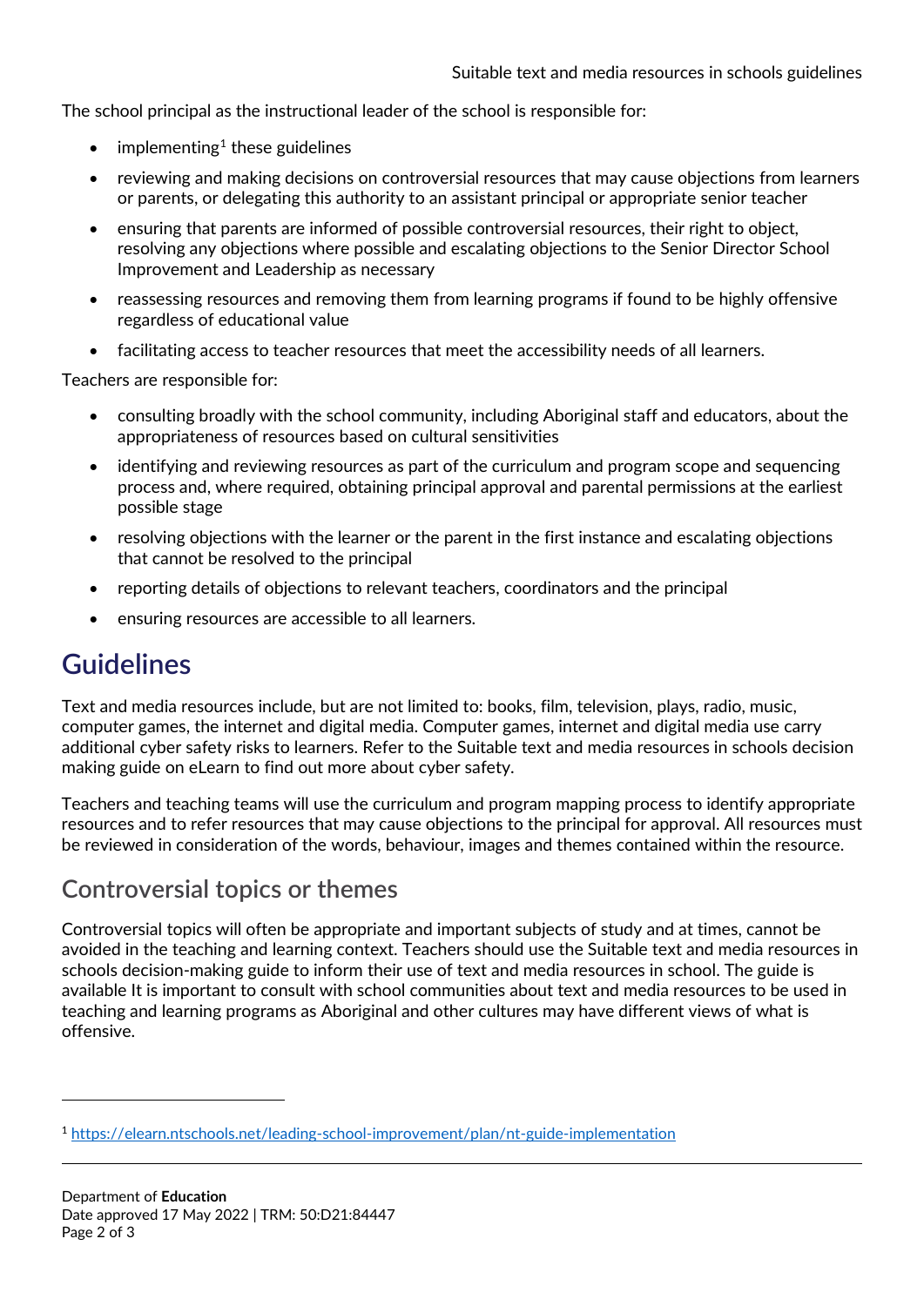The school principal as the instructional leader of the school is responsible for:

- implementing[1] these guidelines
- reviewing and making decisions on controversial resources that may cause objections from learners or parents, or delegating this authority to an assistant principal or appropriate senior teacher
- ensuring that parents are informed of possible controversial resources, their right to object, resolving any objections where possible and escalating objections to the Senior Director School Improvement and Leadership as necessary
- reassessing resources and removing them from learning programs if found to be highly offensive regardless of educational value
- facilitating access to teacher resources that meet the accessibility needs of all learners.

Teachers are responsible for:

- consulting broadly with the school community, including Aboriginal staff and educators, about the appropriateness of resources based on cultural sensitivities
- identifying and reviewing resources as part of the curriculum and program scope and sequencing process and, where required, obtaining principal approval and parental permissions at the earliest possible stage
- resolving objections with the learner or the parent in the first instance and escalating objections that cannot be resolved to the principal
- reporting details of objections to relevant teachers, coordinators and the principal
- ensuring resources are accessible to all learners.

# Guidelines

Text and media resources include, but are not limited to: books, film, television, plays, radio, music, computer games, the internet and digital media. Computer games, internet and digital media use carry additional cyber safety risks to learners. Refer to the Suitable text and media resources in schools decision making guide on eLearn to find out more about cyber safety.

Teachers and teaching teams will use the curriculum and program mapping process to identify appropriate resources and to refer resources that may cause objections to the principal for approval. All resources must be reviewed in consideration of the words, behaviour, images and themes contained within the resource.

## Controversial topics or themes

Controversial topics will often be appropriate and important subjects of study and at times, cannot be avoided in the teaching and learning context. Teachers should use the Suitable text and media resources in schools decision-making guide to inform their use of text and media resources in school. The guide is available It is important to consult with school communities about text and media resources to be used in teaching and learning programs as Aboriginal and other cultures may have different views of what is offensive.

---

[1] https://elearn.ntschools.net/leading-school-improvement/plan/nt-guide-implementation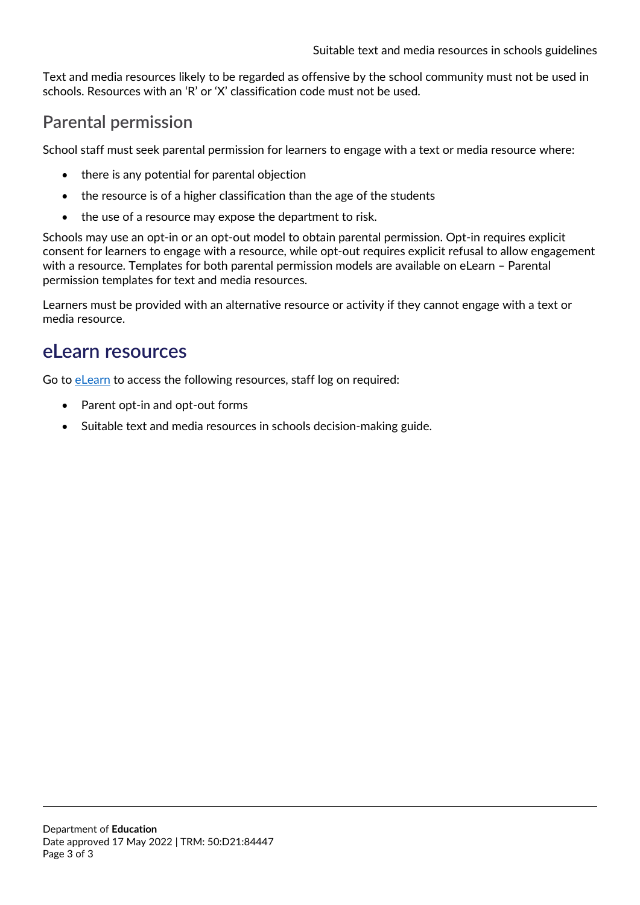Text and media resources likely to be regarded as offensive by the school community must not be used in schools. Resources with an 'R' or 'X' classification code must not be used.

## Parental permission

School staff must seek parental permission for learners to engage with a text or media resource where:

- there is any potential for parental objection
- the resource is of a higher classification than the age of the students
- the use of a resource may expose the department to risk.

Schools may use an opt-in or an opt-out model to obtain parental permission. Opt-in requires explicit consent for learners to engage with a resource, while opt-out requires explicit refusal to allow engagement with a resource. Templates for both parental permission models are available on eLearn – Parental permission templates for text and media resources.

Learners must be provided with an alternative resource or activity if they cannot engage with a text or media resource.

# eLearn resources

Go to eLearn to access the following resources, staff log on required:

- Parent opt-in and opt-out forms
- Suitable text and media resources in schools decision-making guide.